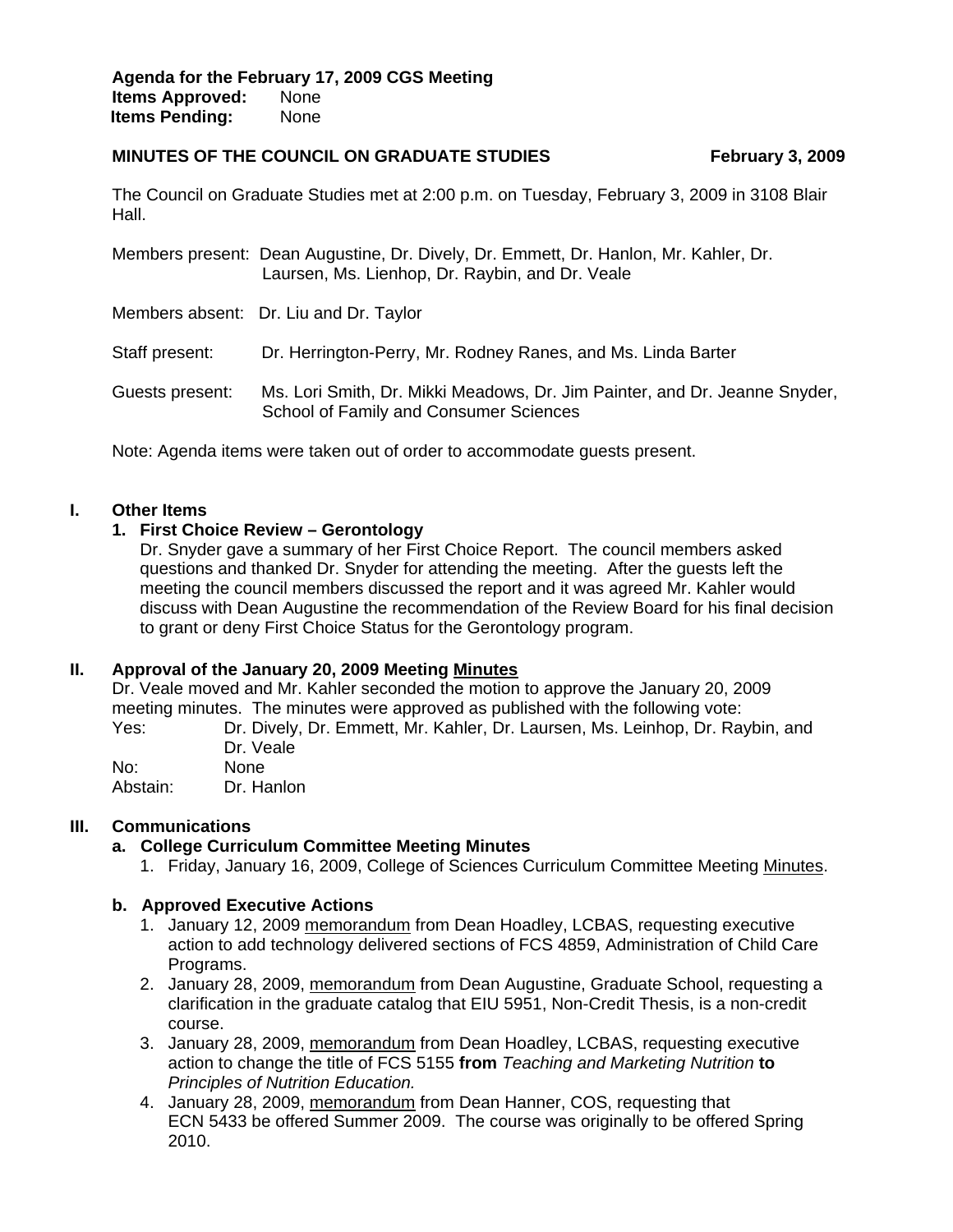**Agenda for the February 17, 2009 CGS Meeting**
**Items Approved:** None
**Items Pending:** None

## MINUTES OF THE COUNCIL ON GRADUATE STUDIES — February 3, 2009

The Council on Graduate Studies met at 2:00 p.m. on Tuesday, February 3, 2009 in 3108 Blair Hall.

Members present: Dean Augustine, Dr. Dively, Dr. Emmett, Dr. Hanlon, Mr. Kahler, Dr. Laursen, Ms. Lienhop, Dr. Raybin, and Dr. Veale

Members absent: Dr. Liu and Dr. Taylor

Staff present: Dr. Herrington-Perry, Mr. Rodney Ranes, and Ms. Linda Barter

Guests present: Ms. Lori Smith, Dr. Mikki Meadows, Dr. Jim Painter, and Dr. Jeanne Snyder, School of Family and Consumer Sciences

Note: Agenda items were taken out of order to accommodate guests present.

### I. Other Items

**1. First Choice Review – Gerontology**

Dr. Snyder gave a summary of her First Choice Report. The council members asked questions and thanked Dr. Snyder for attending the meeting. After the guests left the meeting the council members discussed the report and it was agreed Mr. Kahler would discuss with Dean Augustine the recommendation of the Review Board for his final decision to grant or deny First Choice Status for the Gerontology program.

### II. Approval of the January 20, 2009 Meeting Minutes

Dr. Veale moved and Mr. Kahler seconded the motion to approve the January 20, 2009 meeting minutes. The minutes were approved as published with the following vote:

Yes: Dr. Dively, Dr. Emmett, Mr. Kahler, Dr. Laursen, Ms. Leinhop, Dr. Raybin, and Dr. Veale
No: None
Abstain: Dr. Hanlon

### III. Communications

**a. College Curriculum Committee Meeting Minutes**

1. Friday, January 16, 2009, College of Sciences Curriculum Committee Meeting Minutes.

**b. Approved Executive Actions**

1. January 12, 2009 memorandum from Dean Hoadley, LCBAS, requesting executive action to add technology delivered sections of FCS 4859, Administration of Child Care Programs.
2. January 28, 2009, memorandum from Dean Augustine, Graduate School, requesting a clarification in the graduate catalog that EIU 5951, Non-Credit Thesis, is a non-credit course.
3. January 28, 2009, memorandum from Dean Hoadley, LCBAS, requesting executive action to change the title of FCS 5155 **from** *Teaching and Marketing Nutrition* **to** *Principles of Nutrition Education.*
4. January 28, 2009, memorandum from Dean Hanner, COS, requesting that ECN 5433 be offered Summer 2009. The course was originally to be offered Spring 2010.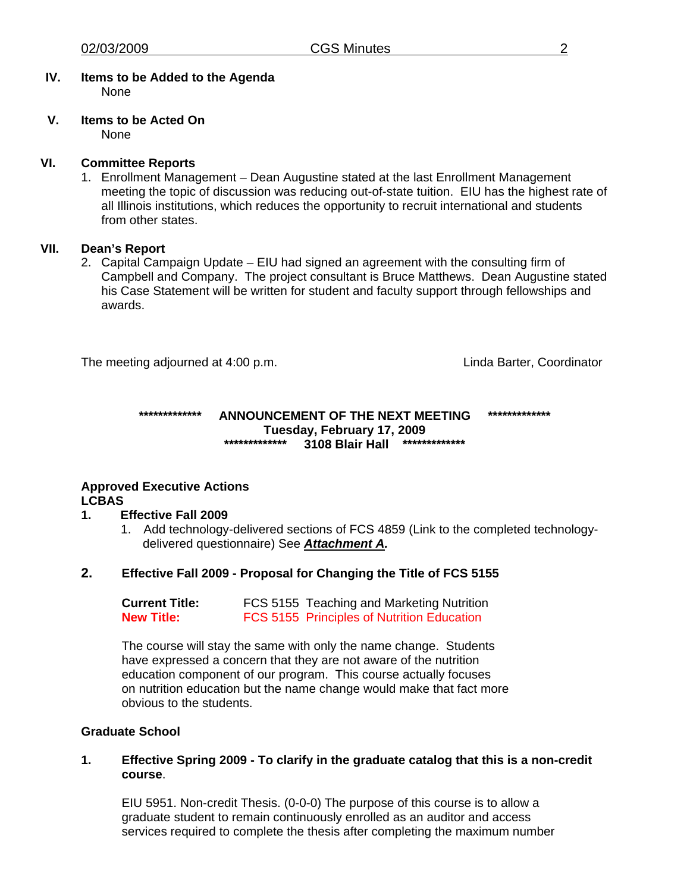## IV. Items to be Added to the Agenda

None

## V. Items to be Acted On

None

## VI. Committee Reports

1. Enrollment Management – Dean Augustine stated at the last Enrollment Management meeting the topic of discussion was reducing out-of-state tuition. EIU has the highest rate of all Illinois institutions, which reduces the opportunity to recruit international and students from other states.

## VII. Dean's Report

2. Capital Campaign Update – EIU had signed an agreement with the consulting firm of Campbell and Company. The project consultant is Bruce Matthews. Dean Augustine stated his Case Statement will be written for student and faculty support through fellowships and awards.

The meeting adjourned at 4:00 p.m. — Linda Barter, Coordinator

**************\*** ANNOUNCEMENT OF THE NEXT MEETING **************\*****

**Tuesday, February 17, 2009**

**************\*** 3108 Blair Hall **************\*****

**Approved Executive Actions**

**LCBAS**

**1. Effective Fall 2009**

1. Add technology-delivered sections of FCS 4859 (Link to the completed technology-delivered questionnaire) See ***Attachment A.***

**2. Effective Fall 2009 - Proposal for Changing the Title of FCS 5155**

| | |
|---|---|
| **Current Title:** | FCS 5155 Teaching and Marketing Nutrition |
| **New Title:** | FCS 5155 Principles of Nutrition Education |

The course will stay the same with only the name change. Students have expressed a concern that they are not aware of the nutrition education component of our program. This course actually focuses on nutrition education but the name change would make that fact more obvious to the students.

**Graduate School**

**1. Effective Spring 2009 - To clarify in the graduate catalog that this is a non-credit course**.

EIU 5951. Non-credit Thesis. (0-0-0) The purpose of this course is to allow a graduate student to remain continuously enrolled as an auditor and access services required to complete the thesis after completing the maximum number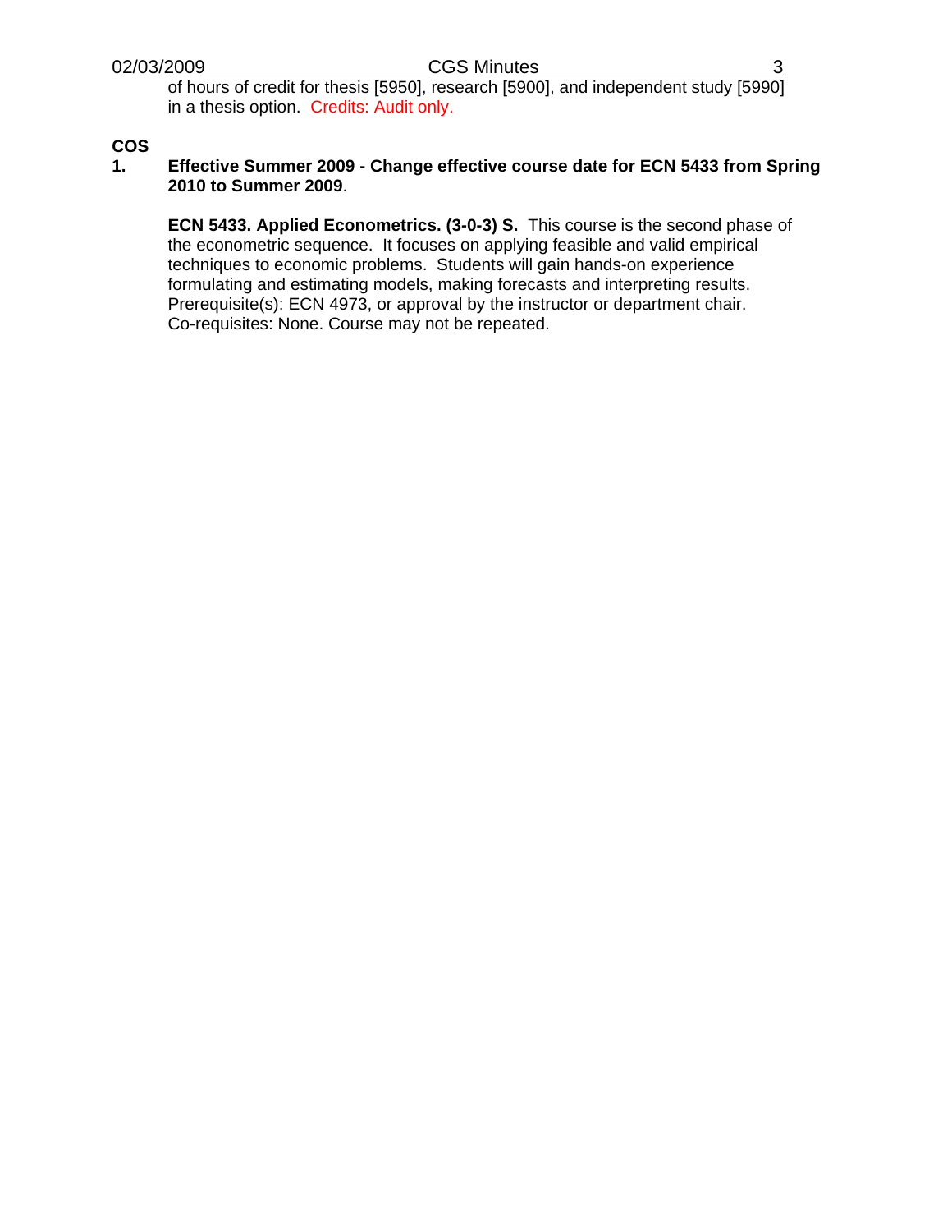of hours of credit for thesis [5950], research [5900], and independent study [5990] in a thesis option. Credits: Audit only.

**COS**

1. **Effective Summer 2009 - Change effective course date for ECN 5433 from Spring 2010 to Summer 2009**.

   **ECN 5433. Applied Econometrics. (3-0-3) S.** This course is the second phase of the econometric sequence. It focuses on applying feasible and valid empirical techniques to economic problems. Students will gain hands-on experience formulating and estimating models, making forecasts and interpreting results. Prerequisite(s): ECN 4973, or approval by the instructor or department chair. Co-requisites: None. Course may not be repeated.